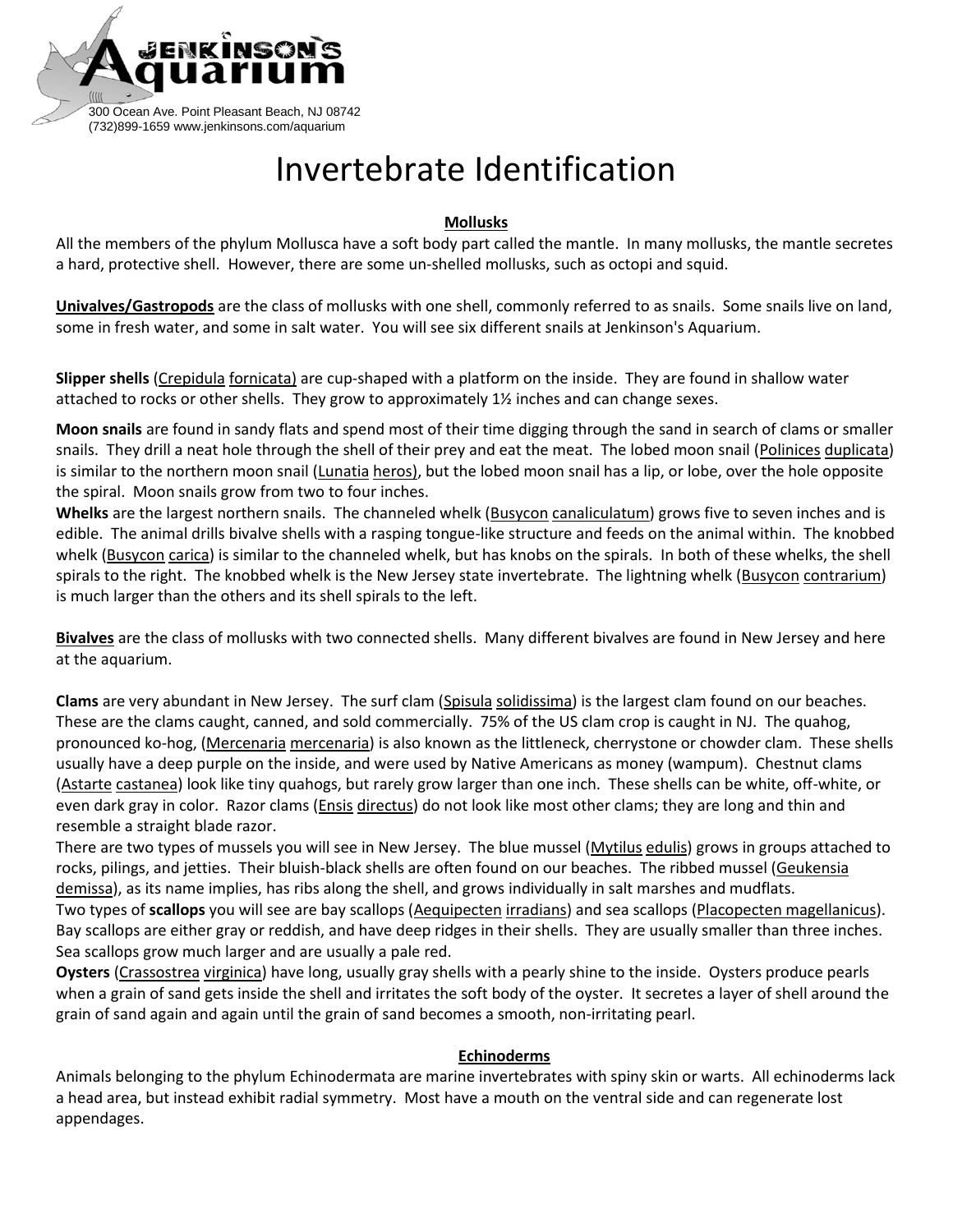JENKINSON'S Aquarium

300 Ocean Ave. Point Pleasant Beach, NJ 08742
(732)899-1659 www.jenkinsons.com/aquarium

# Invertebrate Identification

## Mollusks

All the members of the phylum Mollusca have a soft body part called the mantle. In many mollusks, the mantle secretes a hard, protective shell. However, there are some un-shelled mollusks, such as octopi and squid.

**Univalves/Gastropods** are the class of mollusks with one shell, commonly referred to as snails. Some snails live on land, some in fresh water, and some in salt water. You will see six different snails at Jenkinson's Aquarium.

**Slipper shells** (Crepidula fornicata) are cup-shaped with a platform on the inside. They are found in shallow water attached to rocks or other shells. They grow to approximately 1½ inches and can change sexes.

**Moon snails** are found in sandy flats and spend most of their time digging through the sand in search of clams or smaller snails. They drill a neat hole through the shell of their prey and eat the meat. The lobed moon snail (Polinices duplicata) is similar to the northern moon snail (Lunatia heros), but the lobed moon snail has a lip, or lobe, over the hole opposite the spiral. Moon snails grow from two to four inches.

**Whelks** are the largest northern snails. The channeled whelk (Busycon canaliculatum) grows five to seven inches and is edible. The animal drills bivalve shells with a rasping tongue-like structure and feeds on the animal within. The knobbed whelk (Busycon carica) is similar to the channeled whelk, but has knobs on the spirals. In both of these whelks, the shell spirals to the right. The knobbed whelk is the New Jersey state invertebrate. The lightning whelk (Busycon contrarium) is much larger than the others and its shell spirals to the left.

**Bivalves** are the class of mollusks with two connected shells. Many different bivalves are found in New Jersey and here at the aquarium.

**Clams** are very abundant in New Jersey. The surf clam (Spisula solidissima) is the largest clam found on our beaches. These are the clams caught, canned, and sold commercially. 75% of the US clam crop is caught in NJ. The quahog, pronounced ko-hog, (Mercenaria mercenaria) is also known as the littleneck, cherrystone or chowder clam. These shells usually have a deep purple on the inside, and were used by Native Americans as money (wampum). Chestnut clams (Astarte castanea) look like tiny quahogs, but rarely grow larger than one inch. These shells can be white, off-white, or even dark gray in color. Razor clams (Ensis directus) do not look like most other clams; they are long and thin and resemble a straight blade razor.

There are two types of mussels you will see in New Jersey. The blue mussel (Mytilus edulis) grows in groups attached to rocks, pilings, and jetties. Their bluish-black shells are often found on our beaches. The ribbed mussel (Geukensia demissa), as its name implies, has ribs along the shell, and grows individually in salt marshes and mudflats.

Two types of **scallops** you will see are bay scallops (Aequipecten irradians) and sea scallops (Placopecten magellanicus). Bay scallops are either gray or reddish, and have deep ridges in their shells. They are usually smaller than three inches. Sea scallops grow much larger and are usually a pale red.

**Oysters** (Crassostrea virginica) have long, usually gray shells with a pearly shine to the inside. Oysters produce pearls when a grain of sand gets inside the shell and irritates the soft body of the oyster. It secretes a layer of shell around the grain of sand again and again until the grain of sand becomes a smooth, non-irritating pearl.

## Echinoderms

Animals belonging to the phylum Echinodermata are marine invertebrates with spiny skin or warts. All echinoderms lack a head area, but instead exhibit radial symmetry. Most have a mouth on the ventral side and can regenerate lost appendages.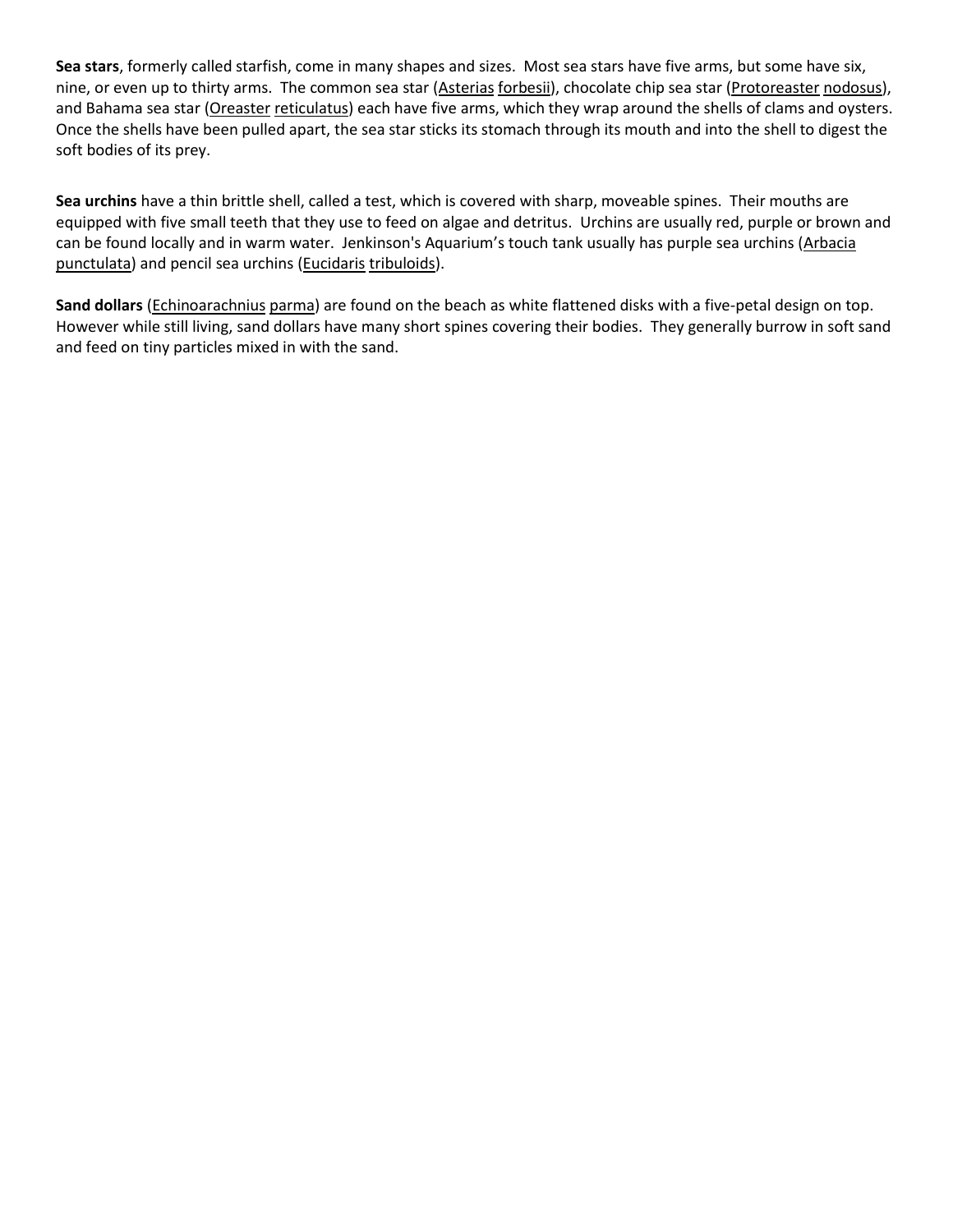**Sea stars**, formerly called starfish, come in many shapes and sizes. Most sea stars have five arms, but some have six, nine, or even up to thirty arms. The common sea star (Asterias forbesii), chocolate chip sea star (Protoreaster nodosus), and Bahama sea star (Oreaster reticulatus) each have five arms, which they wrap around the shells of clams and oysters. Once the shells have been pulled apart, the sea star sticks its stomach through its mouth and into the shell to digest the soft bodies of its prey.

**Sea urchins** have a thin brittle shell, called a test, which is covered with sharp, moveable spines. Their mouths are equipped with five small teeth that they use to feed on algae and detritus. Urchins are usually red, purple or brown and can be found locally and in warm water. Jenkinson's Aquarium's touch tank usually has purple sea urchins (Arbacia punctulata) and pencil sea urchins (Eucidaris tribuloids).

**Sand dollars** (Echinoarachnius parma) are found on the beach as white flattened disks with a five-petal design on top. However while still living, sand dollars have many short spines covering their bodies. They generally burrow in soft sand and feed on tiny particles mixed in with the sand.